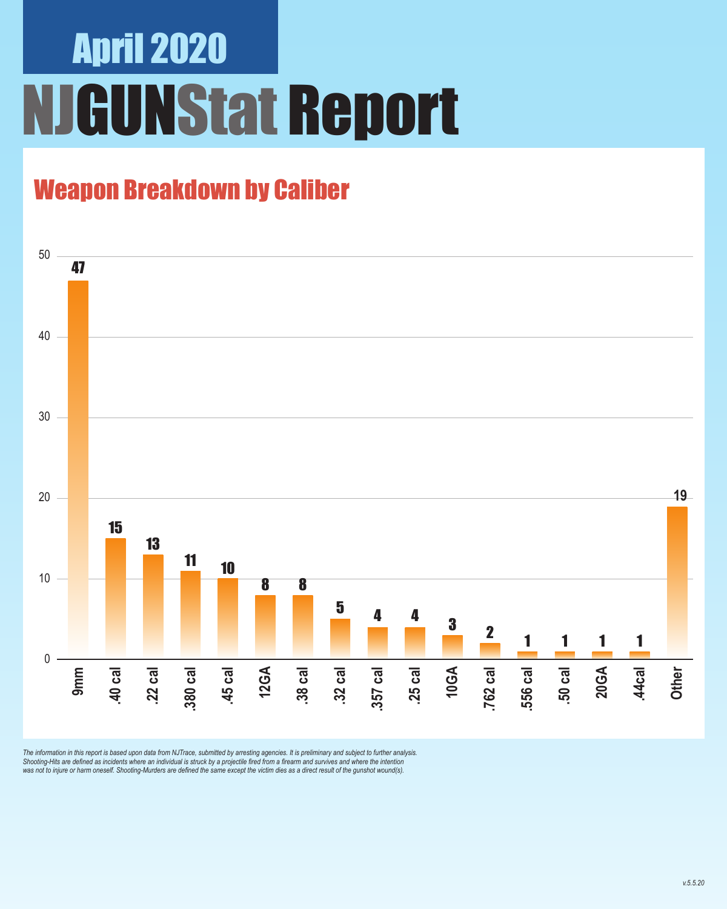## April 2020

# NJGUNStat Report

## Weapon Breakdown by Caliber

| Caliber | Count |
|---|---|
| 9mm | 47 |
| .40 cal | 15 |
| .22 cal | 13 |
| .380 cal | 11 |
| .45 cal | 10 |
| 12GA | 8 |
| .38 cal | 8 |
| .32 cal | 5 |
| .357 cal | 4 |
| .25 cal | 4 |
| 10GA | 3 |
| .762 cal | 2 |
| .556 cal | 1 |
| .50 cal | 1 |
| 20GA | 1 |
| .44cal | 1 |
| Other | 19 |

*The information in this report is based upon data from NJTrace, submitted by arresting agencies. It is preliminary and subject to further analysis. Shooting-Hits are defined as incidents where an individual is struck by a projectile fired from a firearm and survives and where the intention was not to injure or harm oneself. Shooting-Murders are defined the same except the victim dies as a direct result of the gunshot wound(s).*

*v.5.5.20*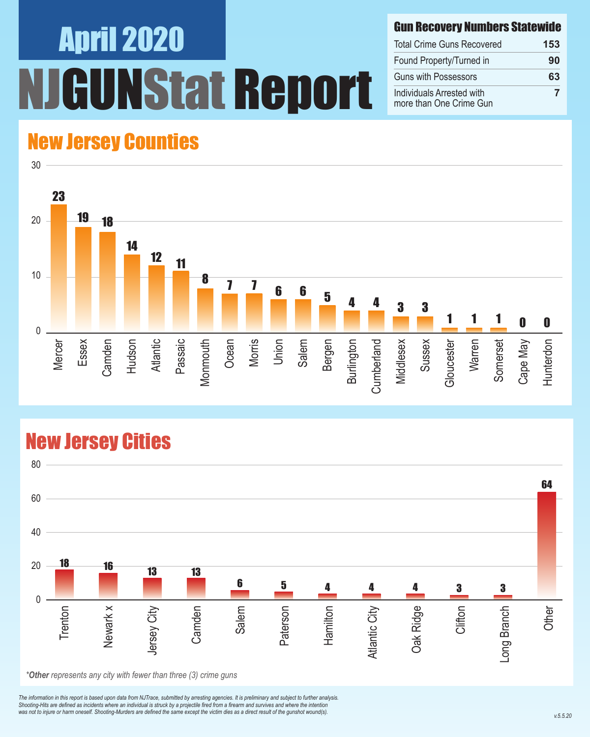# April 2020

# NJGUNStat Report

## Gun Recovery Numbers Statewide

| Gun Recovery Numbers Statewide | |
|---|---|
| Total Crime Guns Recovered | 153 |
| Found Property/Turned in | 90 |
| Guns with Possessors | 63 |
| Individuals Arrested with more than One Crime Gun | 7 |

## New Jersey Counties

| County | Count |
|---|---|
| Mercer | 23 |
| Essex | 19 |
| Camden | 18 |
| Hudson | 14 |
| Atlantic | 12 |
| Passaic | 11 |
| Monmouth | 8 |
| Ocean | 7 |
| Morris | 7 |
| Union | 6 |
| Salem | 6 |
| Bergen | 5 |
| Burlington | 4 |
| Cumberland | 4 |
| Middlesex | 3 |
| Sussex | 3 |
| Gloucester | 1 |
| Warren | 1 |
| Somerset | 1 |
| Cape May | 0 |
| Hunterdon | 0 |

## New Jersey Cities

| City | Count |
|---|---|
| Trenton | 18 |
| Newark x | 16 |
| Jersey City | 13 |
| Camden | 13 |
| Salem | 6 |
| Paterson | 5 |
| Hamilton | 4 |
| Atlantic City | 4 |
| Oak Ridge | 4 |
| Clifton | 3 |
| Long Branch | 3 |
| Other | 64 |

*\*Other represents any city with fewer than three (3) crime guns*

*The information in this report is based upon data from NJTrace, submitted by arresting agencies. It is preliminary and subject to further analysis. Shooting-Hits are defined as incidents where an individual is struck by a projectile fired from a firearm and survives and where the intention was not to injure or harm oneself. Shooting-Murders are defined the same except the victim dies as a direct result of the gunshot wound(s).*

v.5.5.20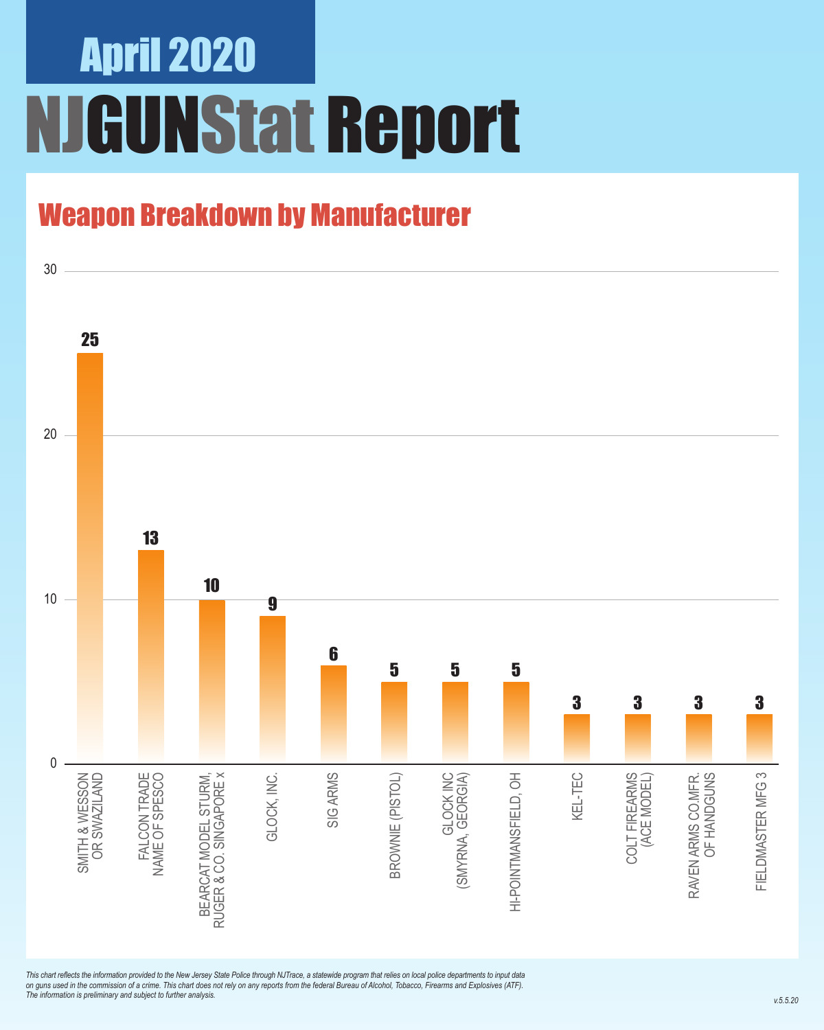# April 2020

# NJGUNStat Report

## Weapon Breakdown by Manufacturer

| Manufacturer | Count |
|---|---|
| SMITH & WESSON OR SWAZILAND | 25 |
| FALCON TRADE NAME OF SPESCO | 13 |
| BEARCAT MODEL STURM, RUGER & CO. SINGAPORE x | 10 |
| GLOCK, INC. | 9 |
| SIG ARMS | 6 |
| BROWNIE (PISTOL) | 5 |
| GLOCK INC (SMYRNA, GEORGIA) | 5 |
| HI-POINTMANSFIELD, OH | 5 |
| KEL-TEC | 3 |
| COLT FIREARMS (ACE MODEL) | 3 |
| RAVEN ARMS CO.MFR. OF HANDGUNS | 3 |
| FIELDMASTER MFG 3 | 3 |

*This chart reflects the information provided to the New Jersey State Police through NJTrace, a statewide program that relies on local police departments to input data on guns used in the commission of a crime. This chart does not rely on any reports from the federal Bureau of Alcohol, Tobacco, Firearms and Explosives (ATF). The information is preliminary and subject to further analysis.*

v.5.5.20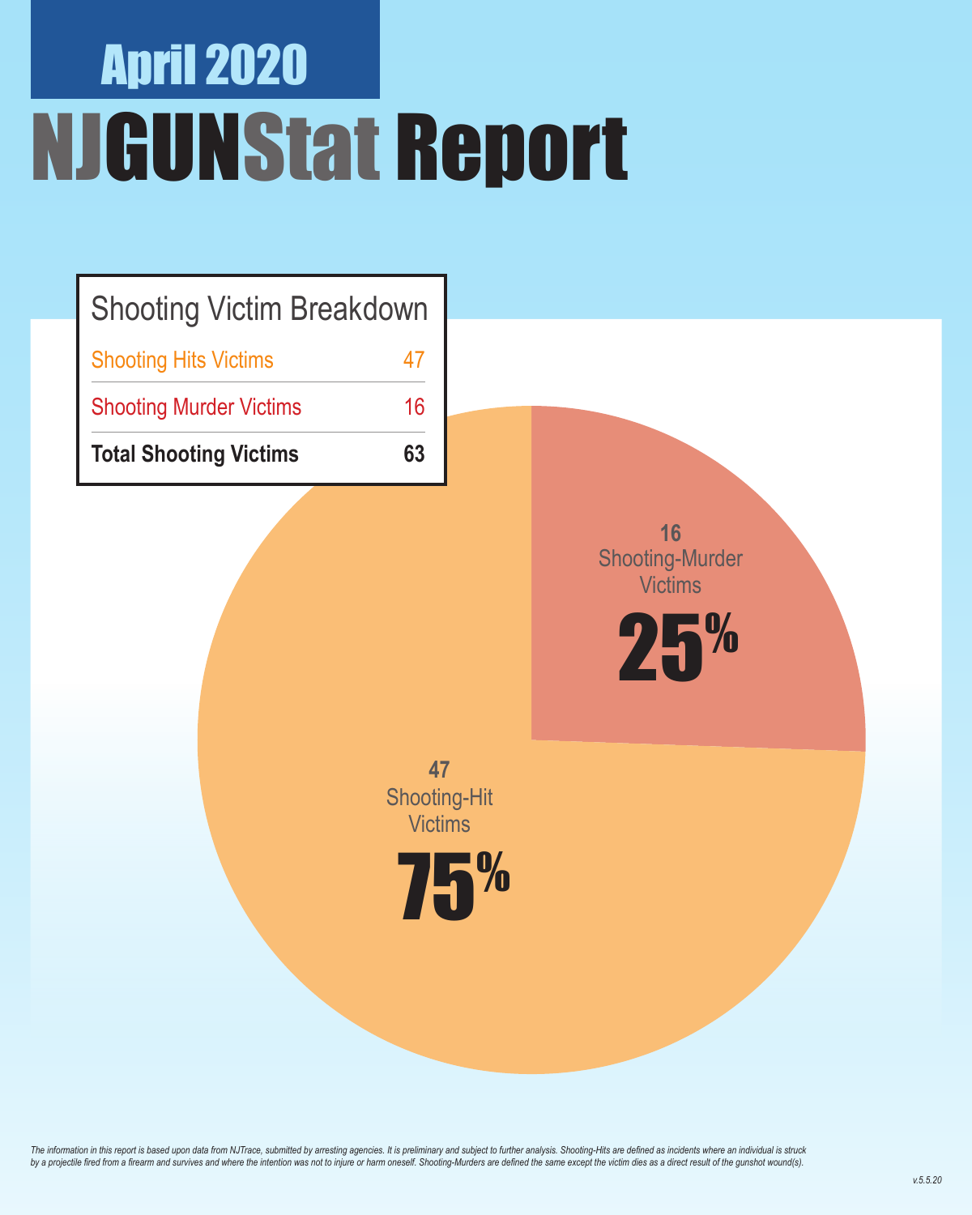# April 2020

# NJGUNStat Report

## Shooting Victim Breakdown

| | |
|---|---|
| Shooting Hits Victims | 47 |
| Shooting Murder Victims | 16 |
| **Total Shooting Victims** | **63** |

16
Shooting-Murder Victims
25%

47
Shooting-Hit Victims
75%

*The information in this report is based upon data from NJTrace, submitted by arresting agencies. It is preliminary and subject to further analysis. Shooting-Hits are defined as incidents where an individual is struck by a projectile fired from a firearm and survives and where the intention was not to injure or harm oneself. Shooting-Murders are defined the same except the victim dies as a direct result of the gunshot wound(s).*

v.5.5.20